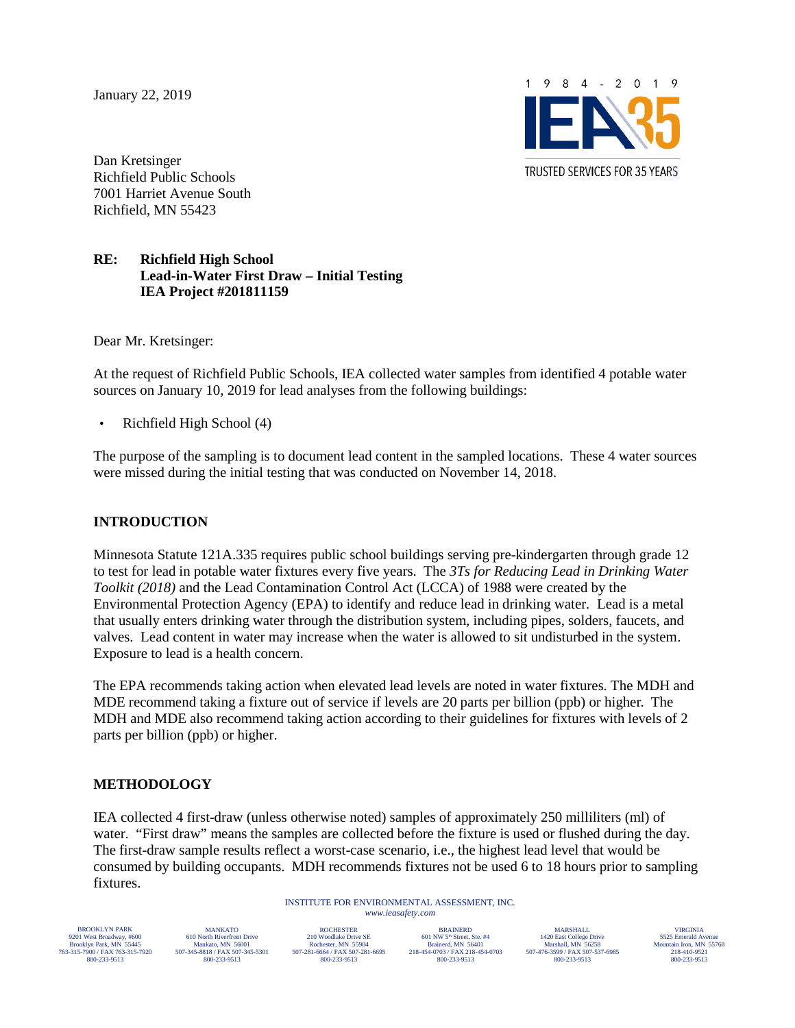January 22, 2019

Dan Kretsinger
Richfield Public Schools
7001 Harriet Avenue South
Richfield, MN 55423

**RE: Richfield High School**
**Lead-in-Water First Draw – Initial Testing**
**IEA Project #201811159**

Dear Mr. Kretsinger:

At the request of Richfield Public Schools, IEA collected water samples from identified 4 potable water sources on January 10, 2019 for lead analyses from the following buildings:

- Richfield High School (4)

The purpose of the sampling is to document lead content in the sampled locations. These 4 water sources were missed during the initial testing that was conducted on November 14, 2018.

## INTRODUCTION

Minnesota Statute 121A.335 requires public school buildings serving pre-kindergarten through grade 12 to test for lead in potable water fixtures every five years. The *3Ts for Reducing Lead in Drinking Water Toolkit (2018)* and the Lead Contamination Control Act (LCCA) of 1988 were created by the Environmental Protection Agency (EPA) to identify and reduce lead in drinking water. Lead is a metal that usually enters drinking water through the distribution system, including pipes, solders, faucets, and valves. Lead content in water may increase when the water is allowed to sit undisturbed in the system. Exposure to lead is a health concern.

The EPA recommends taking action when elevated lead levels are noted in water fixtures. The MDH and MDE recommend taking a fixture out of service if levels are 20 parts per billion (ppb) or higher. The MDH and MDE also recommend taking action according to their guidelines for fixtures with levels of 2 parts per billion (ppb) or higher.

## METHODOLOGY

IEA collected 4 first-draw (unless otherwise noted) samples of approximately 250 milliliters (ml) of water. "First draw" means the samples are collected before the fixture is used or flushed during the day. The first-draw sample results reflect a worst-case scenario, i.e., the highest lead level that would be consumed by building occupants. MDH recommends fixtures not be used 6 to 18 hours prior to sampling fixtures.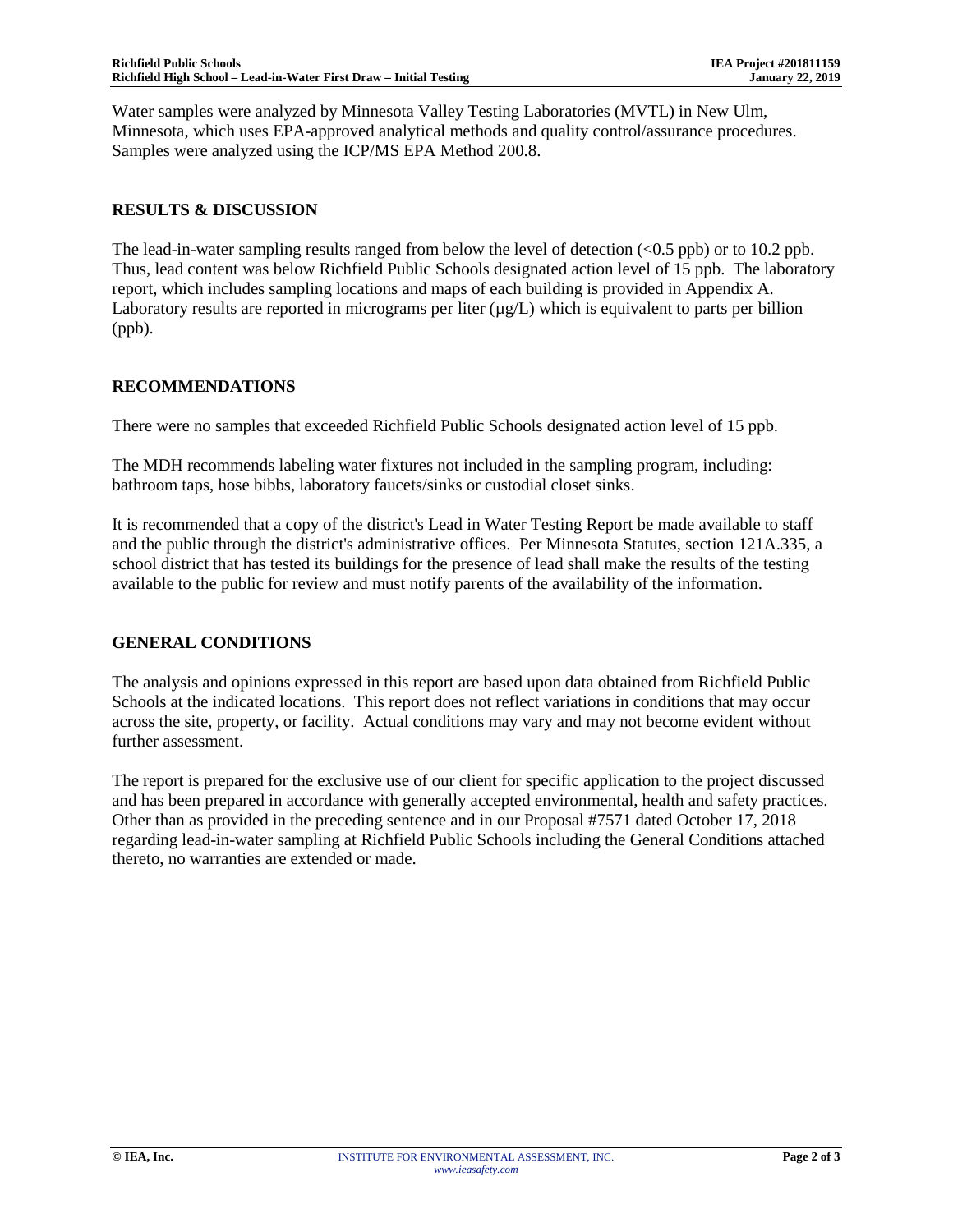Water samples were analyzed by Minnesota Valley Testing Laboratories (MVTL) in New Ulm, Minnesota, which uses EPA-approved analytical methods and quality control/assurance procedures. Samples were analyzed using the ICP/MS EPA Method 200.8.

## RESULTS & DISCUSSION

The lead-in-water sampling results ranged from below the level of detection (<0.5 ppb) or to 10.2 ppb. Thus, lead content was below Richfield Public Schools designated action level of 15 ppb. The laboratory report, which includes sampling locations and maps of each building is provided in Appendix A. Laboratory results are reported in micrograms per liter (µg/L) which is equivalent to parts per billion (ppb).

## RECOMMENDATIONS

There were no samples that exceeded Richfield Public Schools designated action level of 15 ppb.

The MDH recommends labeling water fixtures not included in the sampling program, including: bathroom taps, hose bibbs, laboratory faucets/sinks or custodial closet sinks.

It is recommended that a copy of the district's Lead in Water Testing Report be made available to staff and the public through the district's administrative offices. Per Minnesota Statutes, section 121A.335, a school district that has tested its buildings for the presence of lead shall make the results of the testing available to the public for review and must notify parents of the availability of the information.

## GENERAL CONDITIONS

The analysis and opinions expressed in this report are based upon data obtained from Richfield Public Schools at the indicated locations. This report does not reflect variations in conditions that may occur across the site, property, or facility. Actual conditions may vary and may not become evident without further assessment.

The report is prepared for the exclusive use of our client for specific application to the project discussed and has been prepared in accordance with generally accepted environmental, health and safety practices. Other than as provided in the preceding sentence and in our Proposal #7571 dated October 17, 2018 regarding lead-in-water sampling at Richfield Public Schools including the General Conditions attached thereto, no warranties are extended or made.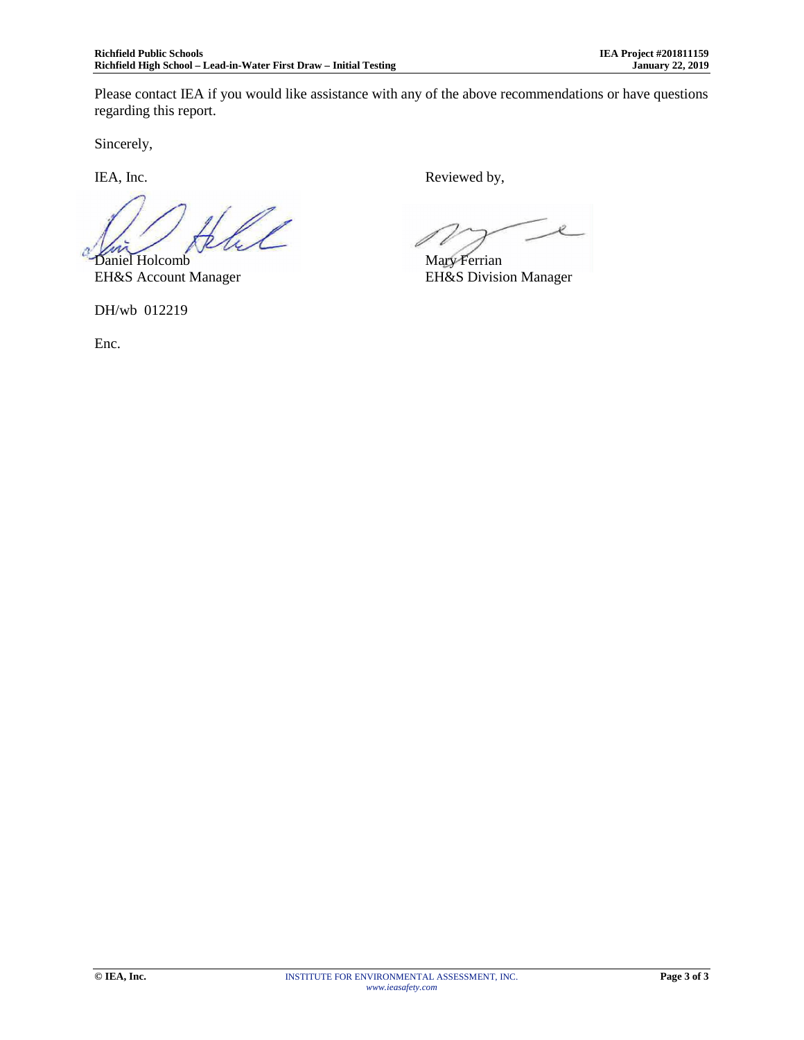Please contact IEA if you would like assistance with any of the above recommendations or have questions regarding this report.

Sincerely,

IEA, Inc.

Daniel Holcomb
EH&S Account Manager

Reviewed by,

Mary Ferrian
EH&S Division Manager

DH/wb 012219

Enc.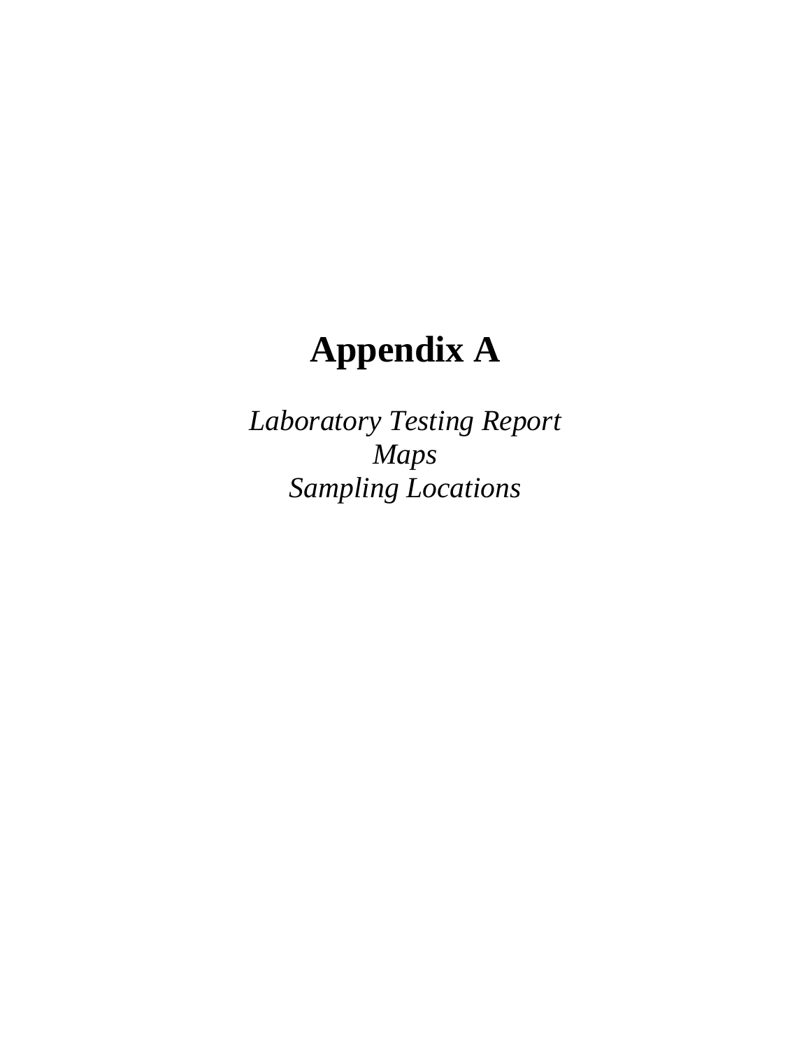# Appendix A

*Laboratory Testing Report*
*Maps*
*Sampling Locations*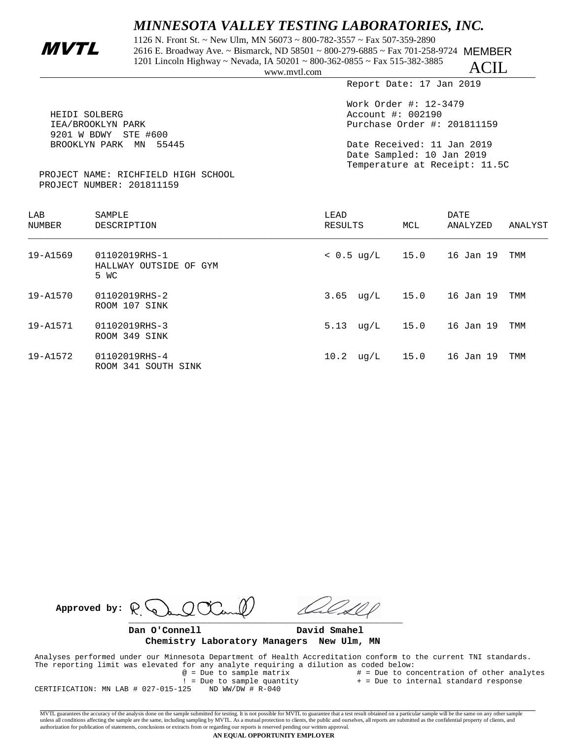# *MINNESOTA VALLEY TESTING LABORATORIES, INC.*

**MVTL**

1126 N. Front St. ~ New Ulm, MN 56073 ~ 800-782-3557 ~ Fax 507-359-2890
2616 E. Broadway Ave. ~ Bismarck, ND 58501 ~ 800-279-6885 ~ Fax 701-258-9724
1201 Lincoln Highway ~ Nevada, IA 50201 ~ 800-362-0855 ~ Fax 515-382-3885
www.mvtl.com

MEMBER
ACIL

Report Date: 17 Jan 2019

HEIDI SOLBERG
IEA/BROOKLYN PARK
9201 W BDWY STE #600
BROOKLYN PARK MN 55445

Work Order #: 12-3479
Account #: 002190
Purchase Order #: 201811159

Date Received: 11 Jan 2019
Date Sampled: 10 Jan 2019
Temperature at Receipt: 11.5C

PROJECT NAME: RICHFIELD HIGH SCHOOL
PROJECT NUMBER: 201811159

| LAB NUMBER | SAMPLE DESCRIPTION | LEAD RESULTS | MCL | DATE ANALYZED | ANALYST |
|---|---|---|---|---|---|
| 19-A1569 | 01102019RHS-1 HALLWAY OUTSIDE OF GYM 5 WC | < 0.5 ug/L | 15.0 | 16 Jan 19 | TMM |
| 19-A1570 | 01102019RHS-2 ROOM 107 SINK | 3.65 ug/L | 15.0 | 16 Jan 19 | TMM |
| 19-A1571 | 01102019RHS-3 ROOM 349 SINK | 5.13 ug/L | 15.0 | 16 Jan 19 | TMM |
| 19-A1572 | 01102019RHS-4 ROOM 341 SOUTH SINK | 10.2 ug/L | 15.0 | 16 Jan 19 | TMM |

**Approved by:**

**Dan O'Connell** **David Smahel**
**Chemistry Laboratory Managers New Ulm, MN**

Analyses performed under our Minnesota Department of Health Accreditation conform to the current TNI standards.
The reporting limit was elevated for any analyte requiring a dilution as coded below:
@ = Due to sample matrix # = Due to concentration of other analytes
! = Due to sample quantity + = Due to internal standard response
CERTIFICATION: MN LAB # 027-015-125 ND WW/DW # R-040

MVTL guarantees the accuracy of the analysis done on the sample submitted for testing. It is not possible for MVTL to guarantee that a test result obtained on a particular sample will be the same on any other sample unless all conditions affecting the sample are the same, including sampling by MVTL. As a mutual protection to clients, the public and ourselves, all reports are submitted as the confidential property of clients, and authorization for publication of statements, conclusions or extracts from or regarding our reports is reserved pending our written approval.

**AN EQUAL OPPORTUNITY EMPLOYER**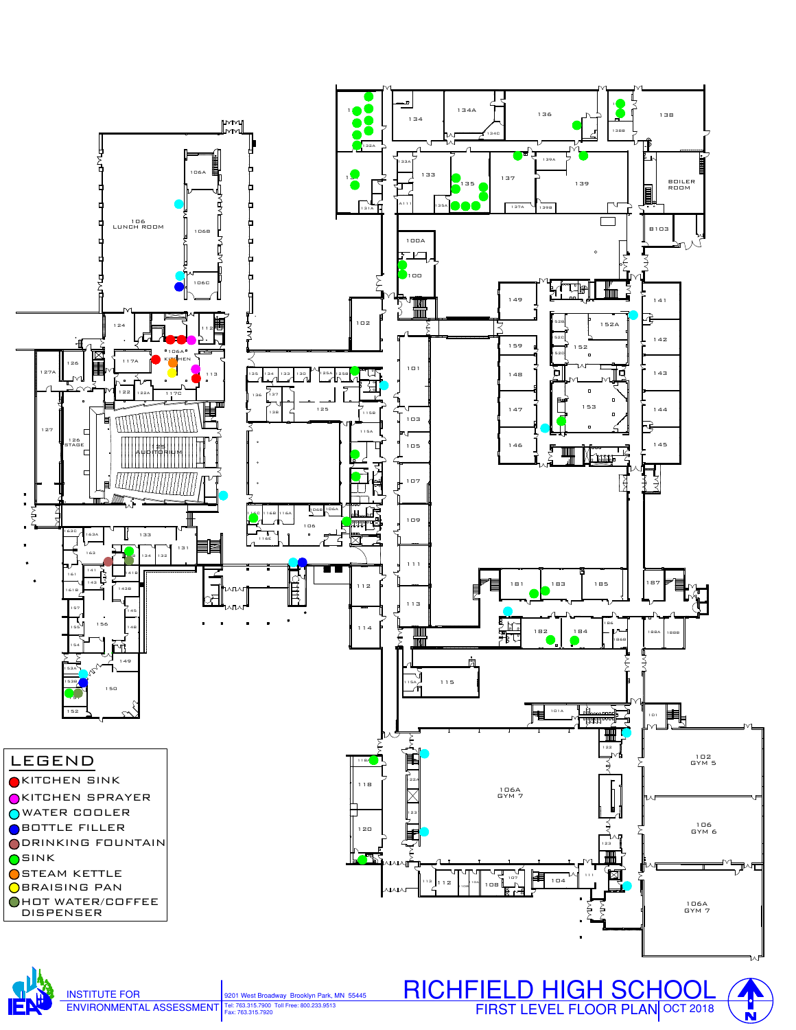# RICHFIELD HIGH SCHOOL

FIRST LEVEL FLOOR PLAN | OCT 2018

## LEGEND

- KITCHEN SINK
- KITCHEN SPRAYER
- WATER COOLER
- BOTTLE FILLER
- DRINKING FOUNTAIN
- SINK
- STEAM KETTLE
- BRAISING PAN
- HOT WATER/COFFEE DISPENSER

INSTITUTE FOR ENVIRONMENTAL ASSESSMENT

9201 West Broadway Brooklyn Park, MN 55445
Tel: 763.315.7900 Toll Free: 800.233.9513
Fax: 763.315.7920

N